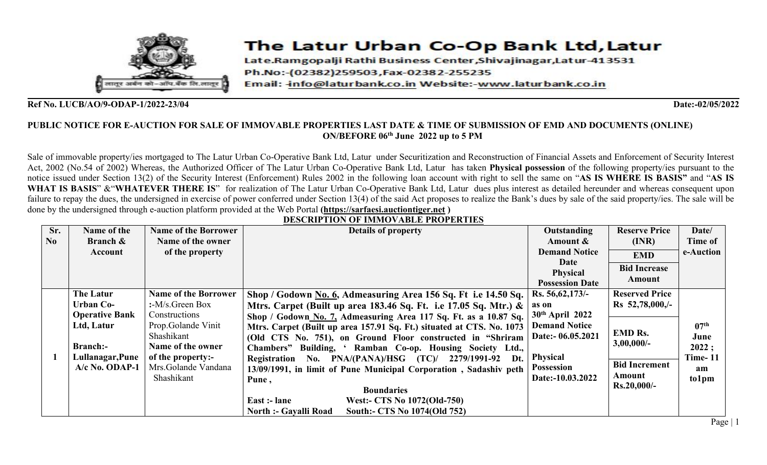# The Latur Urban Co-Op Bank Ltd, Latur

Late.Ramgopalji Rathi Business Center,Shivajinagar,Latur-413531
Ph.No:-(02382)259503,Fax-02382-255235
Email: -info@laturbank.co.in Website:-www.laturbank.co.in

**Ref No. LUCB/AO/9-ODAP-1/2022-23/04** **Date:-02/05/2022**

**PUBLIC NOTICE FOR E-AUCTION FOR SALE OF IMMOVABLE PROPERTIES LAST DATE & TIME OF SUBMISSION OF EMD AND DOCUMENTS (ONLINE) ON/BEFORE 06th June 2022 up to 5 PM**

Sale of immovable property/ies mortgaged to The Latur Urban Co-Operative Bank Ltd, Latur under Securitization and Reconstruction of Financial Assets and Enforcement of Security Interest Act, 2002 (No.54 of 2002) Whereas, the Authorized Officer of The Latur Urban Co-Operative Bank Ltd, Latur has taken **Physical possession** of the following property/ies pursuant to the notice issued under Section 13(2) of the Security Interest (Enforcement) Rules 2002 in the following loan account with right to sell the same on "**AS IS WHERE IS BASIS"** and "**AS IS WHAT IS BASIS**" &"**WHATEVER THERE IS**" for realization of The Latur Urban Co-Operative Bank Ltd, Latur dues plus interest as detailed hereunder and whereas consequent upon failure to repay the dues, the undersigned in exercise of power conferred under Section 13(4) of the said Act proposes to realize the Bank's dues by sale of the said property/ies. The sale will be done by the undersigned through e-auction platform provided at the Web Portal **(https://sarfaesi.auctiontiger.net )**

**DESCRIPTION OF IMMOVABLE PROPERTIES**

| Sr. No | Name of the Branch & Account | Name of the Borrower Name of the owner of the property | Details of property | Outstanding Amount & Demand Notice Date Physical Possession Date | Reserve Price (INR) / EMD / Bid Increase Amount | Date/ Time of e-Auction |
|---|---|---|---|---|---|---|
| 1 | **The Latur Urban Co-Operative Bank Ltd, Latur** **Branch:- Lullanagar,Pune A/c No. ODAP-1** | **Name of the Borrower :-**M/s.Green Box Constructions Prop.Golande Vinit Shashikant **Name of the owner of the property:-** Mrs.Golande Vandana Shashikant | **Shop / Godown No. 6, Admeasuring Area 156 Sq. Ft i.e 14.50 Sq. Mtrs. Carpet (Built up area 183.46 Sq. Ft. i.e 17.05 Sq. Mtr.) & Shop / Godown No. 7, Admeasuring Area 117 Sq. Ft. as a 10.87 Sq. Mtrs. Carpet (Built up area 157.91 Sq. Ft.) situated at CTS. No. 1073 (Old CTS No. 751), on Ground Floor constructed in "Shriram Chambers" Building, ' Ramban Co-op. Housing Society Ltd., Registration No. PNA/(PANA)/HSG (TC)/ 2279/1991-92 Dt. 13/09/1991, in limit of Pune Municipal Corporation , Sadashiv peth Pune ,** **Boundaries** **East :- lane West:- CTS No 1072(Old-750)** **North :- Gayalli Road South:- CTS No 1074(Old 752)** | **Rs. 56,62,173/- as on 30th April 2022** **Demand Notice Date:- 06.05.2021** **Physical Possession Date:-10.03.2022** | **Reserved Price Rs 52,78,000,/-** **EMD Rs. 3,00,000/-** **Bid Increment Amount Rs.20,000/-** | **07th June 2022 ; Time- 11 am to1pm** |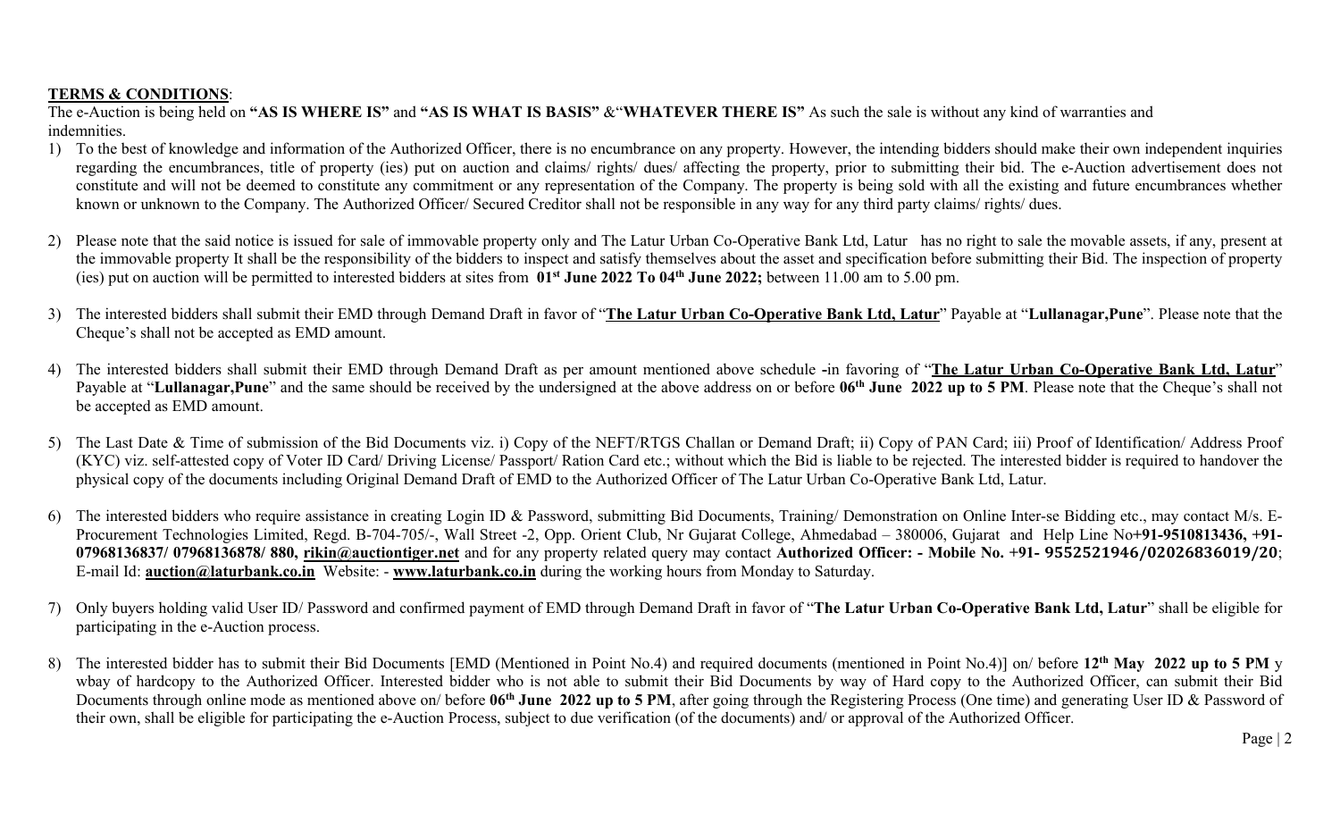**TERMS & CONDITIONS**:

The e-Auction is being held on **"AS IS WHERE IS"** and **"AS IS WHAT IS BASIS"** &"**WHATEVER THERE IS"** As such the sale is without any kind of warranties and indemnities.

1) To the best of knowledge and information of the Authorized Officer, there is no encumbrance on any property. However, the intending bidders should make their own independent inquiries regarding the encumbrances, title of property (ies) put on auction and claims/ rights/ dues/ affecting the property, prior to submitting their bid. The e-Auction advertisement does not constitute and will not be deemed to constitute any commitment or any representation of the Company. The property is being sold with all the existing and future encumbrances whether known or unknown to the Company. The Authorized Officer/ Secured Creditor shall not be responsible in any way for any third party claims/ rights/ dues.

2) Please note that the said notice is issued for sale of immovable property only and The Latur Urban Co-Operative Bank Ltd, Latur has no right to sale the movable assets, if any, present at the immovable property It shall be the responsibility of the bidders to inspect and satisfy themselves about the asset and specification before submitting their Bid. The inspection of property (ies) put on auction will be permitted to interested bidders at sites from **01st June 2022 To 04th June 2022;** between 11.00 am to 5.00 pm.

3) The interested bidders shall submit their EMD through Demand Draft in favor of "**The Latur Urban Co-Operative Bank Ltd, Latur**" Payable at "**Lullanagar,Pune**". Please note that the Cheque's shall not be accepted as EMD amount.

4) The interested bidders shall submit their EMD through Demand Draft as per amount mentioned above schedule **-**in favoring of "**The Latur Urban Co-Operative Bank Ltd, Latur**" Payable at "**Lullanagar,Pune**" and the same should be received by the undersigned at the above address on or before **06th June 2022 up to 5 PM**. Please note that the Cheque's shall not be accepted as EMD amount.

5) The Last Date & Time of submission of the Bid Documents viz. i) Copy of the NEFT/RTGS Challan or Demand Draft; ii) Copy of PAN Card; iii) Proof of Identification/ Address Proof (KYC) viz. self-attested copy of Voter ID Card/ Driving License/ Passport/ Ration Card etc.; without which the Bid is liable to be rejected. The interested bidder is required to handover the physical copy of the documents including Original Demand Draft of EMD to the Authorized Officer of The Latur Urban Co-Operative Bank Ltd, Latur.

6) The interested bidders who require assistance in creating Login ID & Password, submitting Bid Documents, Training/ Demonstration on Online Inter-se Bidding etc., may contact M/s. E-Procurement Technologies Limited, Regd. B-704-705/-, Wall Street -2, Opp. Orient Club, Nr Gujarat College, Ahmedabad – 380006, Gujarat and Help Line No**+91-9510813436, +91-07968136837/ 07968136878/ 880, rikin@auctiontiger.net** and for any property related query may contact **Authorized Officer: - Mobile No. +91- 9552521946/02026836019/20**; E-mail Id: **auction@laturbank.co.in** Website: - **www.laturbank.co.in** during the working hours from Monday to Saturday.

7) Only buyers holding valid User ID/ Password and confirmed payment of EMD through Demand Draft in favor of "**The Latur Urban Co-Operative Bank Ltd, Latur**" shall be eligible for participating in the e-Auction process.

8) The interested bidder has to submit their Bid Documents [EMD (Mentioned in Point No.4) and required documents (mentioned in Point No.4)] on/ before **12th May 2022 up to 5 PM** y wbay of hardcopy to the Authorized Officer. Interested bidder who is not able to submit their Bid Documents by way of Hard copy to the Authorized Officer, can submit their Bid Documents through online mode as mentioned above on/ before **06th June 2022 up to 5 PM**, after going through the Registering Process (One time) and generating User ID & Password of their own, shall be eligible for participating the e-Auction Process, subject to due verification (of the documents) and/ or approval of the Authorized Officer.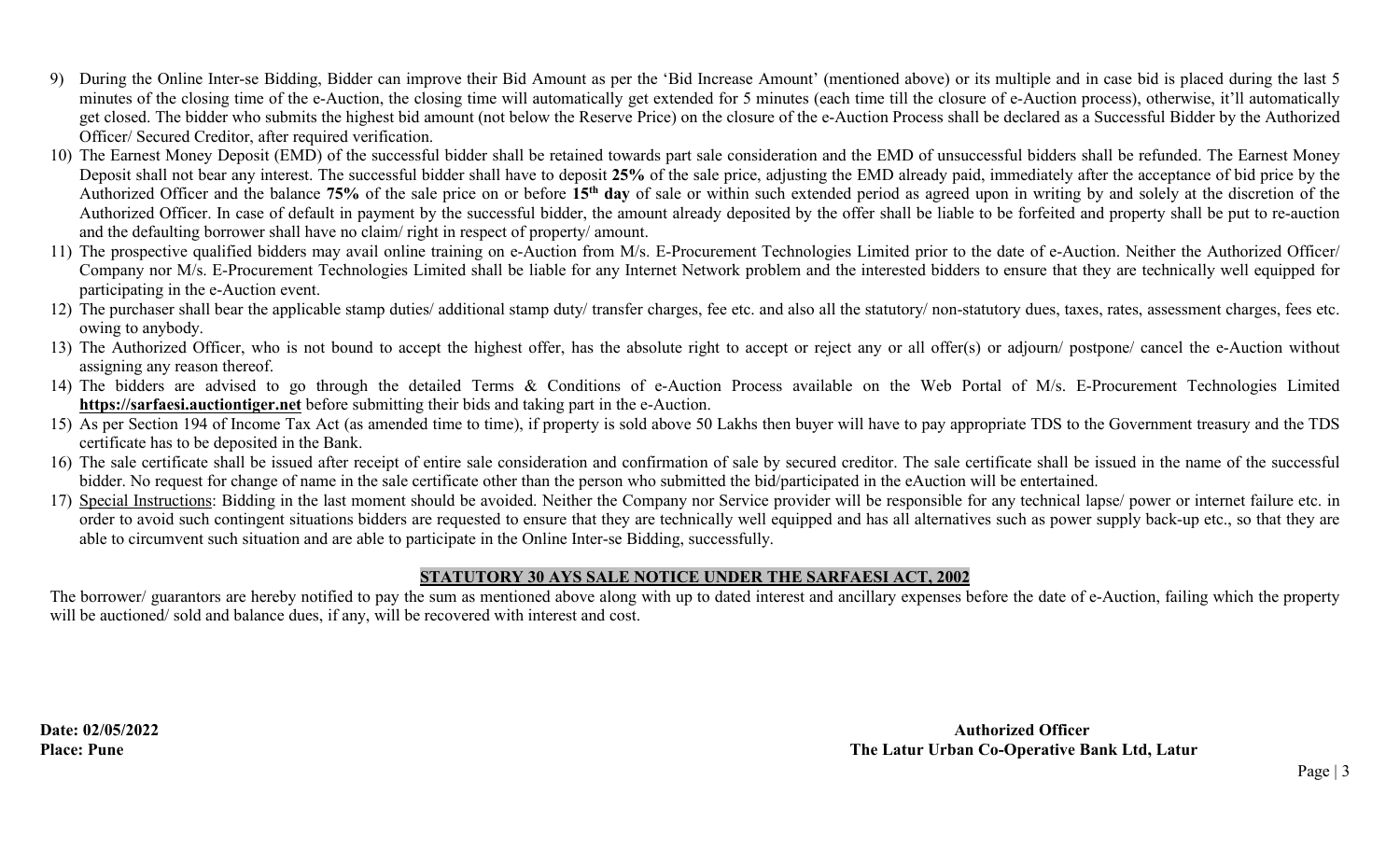9) During the Online Inter-se Bidding, Bidder can improve their Bid Amount as per the 'Bid Increase Amount' (mentioned above) or its multiple and in case bid is placed during the last 5 minutes of the closing time of the e-Auction, the closing time will automatically get extended for 5 minutes (each time till the closure of e-Auction process), otherwise, it'll automatically get closed. The bidder who submits the highest bid amount (not below the Reserve Price) on the closure of the e-Auction Process shall be declared as a Successful Bidder by the Authorized Officer/ Secured Creditor, after required verification.
10) The Earnest Money Deposit (EMD) of the successful bidder shall be retained towards part sale consideration and the EMD of unsuccessful bidders shall be refunded. The Earnest Money Deposit shall not bear any interest. The successful bidder shall have to deposit **25%** of the sale price, adjusting the EMD already paid, immediately after the acceptance of bid price by the Authorized Officer and the balance **75%** of the sale price on or before **15th day** of sale or within such extended period as agreed upon in writing by and solely at the discretion of the Authorized Officer. In case of default in payment by the successful bidder, the amount already deposited by the offer shall be liable to be forfeited and property shall be put to re-auction and the defaulting borrower shall have no claim/ right in respect of property/ amount.
11) The prospective qualified bidders may avail online training on e-Auction from M/s. E-Procurement Technologies Limited prior to the date of e-Auction. Neither the Authorized Officer/ Company nor M/s. E-Procurement Technologies Limited shall be liable for any Internet Network problem and the interested bidders to ensure that they are technically well equipped for participating in the e-Auction event.
12) The purchaser shall bear the applicable stamp duties/ additional stamp duty/ transfer charges, fee etc. and also all the statutory/ non-statutory dues, taxes, rates, assessment charges, fees etc. owing to anybody.
13) The Authorized Officer, who is not bound to accept the highest offer, has the absolute right to accept or reject any or all offer(s) or adjourn/ postpone/ cancel the e-Auction without assigning any reason thereof.
14) The bidders are advised to go through the detailed Terms & Conditions of e-Auction Process available on the Web Portal of M/s. E-Procurement Technologies Limited **https://sarfaesi.auctiontiger.net** before submitting their bids and taking part in the e-Auction.
15) As per Section 194 of Income Tax Act (as amended time to time), if property is sold above 50 Lakhs then buyer will have to pay appropriate TDS to the Government treasury and the TDS certificate has to be deposited in the Bank.
16) The sale certificate shall be issued after receipt of entire sale consideration and confirmation of sale by secured creditor. The sale certificate shall be issued in the name of the successful bidder. No request for change of name in the sale certificate other than the person who submitted the bid/participated in the eAuction will be entertained.
17) Special Instructions: Bidding in the last moment should be avoided. Neither the Company nor Service provider will be responsible for any technical lapse/ power or internet failure etc. in order to avoid such contingent situations bidders are requested to ensure that they are technically well equipped and has all alternatives such as power supply back-up etc., so that they are able to circumvent such situation and are able to participate in the Online Inter-se Bidding, successfully.

**STATUTORY 30 AYS SALE NOTICE UNDER THE SARFAESI ACT, 2002**

The borrower/ guarantors are hereby notified to pay the sum as mentioned above along with up to dated interest and ancillary expenses before the date of e-Auction, failing which the property will be auctioned/ sold and balance dues, if any, will be recovered with interest and cost.

**Date: 02/05/2022**
**Place: Pune**

**Authorized Officer**
**The Latur Urban Co-Operative Bank Ltd, Latur**